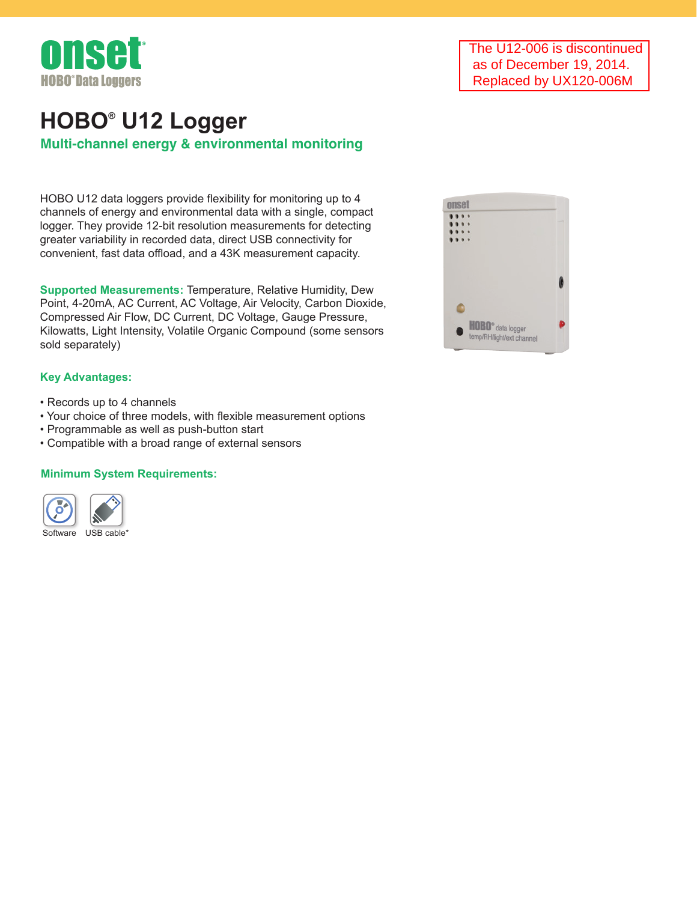onset

HOBO® Data Loggers

The U12-006 is discontinued as of December 19, 2014. Replaced by UX120-006M

# HOBO® U12 Logger

## Multi-channel energy & environmental monitoring

HOBO U12 data loggers provide flexibility for monitoring up to 4 channels of energy and environmental data with a single, compact logger. They provide 12-bit resolution measurements for detecting greater variability in recorded data, direct USB connectivity for convenient, fast data offload, and a 43K measurement capacity.

**Supported Measurements:** Temperature, Relative Humidity, Dew Point, 4-20mA, AC Current, AC Voltage, Air Velocity, Carbon Dioxide, Compressed Air Flow, DC Current, DC Voltage, Gauge Pressure, Kilowatts, Light Intensity, Volatile Organic Compound (some sensors sold separately)

### Key Advantages:

- Records up to 4 channels
- Your choice of three models, with flexible measurement options
- Programmable as well as push-button start
- Compatible with a broad range of external sensors

### Minimum System Requirements:

Software

USB cable*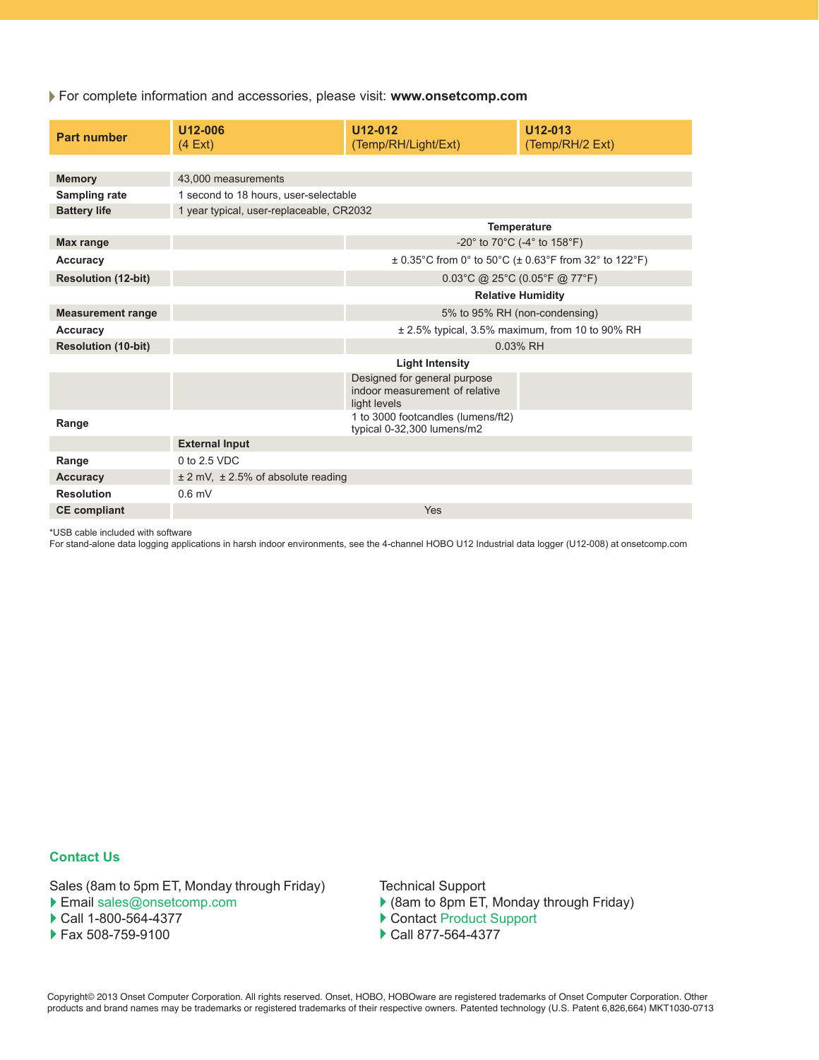▸ For complete information and accessories, please visit: **www.onsetcomp.com**

| Part number | U12-006 (4 Ext) | U12-012 (Temp/RH/Light/Ext) | U12-013 (Temp/RH/2 Ext) |
|---|---|---|---|
| **Memory** | 43,000 measurements | | |
| **Sampling rate** | 1 second to 18 hours, user-selectable | | |
| **Battery life** | 1 year typical, user-replaceable, CR2032 | | |
| | | **Temperature** | |
| **Max range** | | -20° to 70°C (-4° to 158°F) | |
| **Accuracy** | | ± 0.35°C from 0° to 50°C (± 0.63°F from 32° to 122°F) | |
| **Resolution (12-bit)** | | 0.03°C @ 25°C (0.05°F @ 77°F) | |
| | | **Relative Humidity** | |
| **Measurement range** | | 5% to 95% RH (non-condensing) | |
| **Accuracy** | | ± 2.5% typical, 3.5% maximum, from 10 to 90% RH | |
| **Resolution (10-bit)** | | 0.03% RH | |
| | | **Light Intensity** | |
| | | Designed for general purpose indoor measurement of relative light levels | |
| **Range** | | 1 to 3000 footcandles (lumens/ft2) typical 0-32,300 lumens/m2 | |
| | **External Input** | | |
| **Range** | 0 to 2.5 VDC | | |
| **Accuracy** | ± 2 mV, ± 2.5% of absolute reading | | |
| **Resolution** | 0.6 mV | | |
| **CE compliant** | Yes | | |

*USB cable included with software
For stand-alone data logging applications in harsh indoor environments, see the 4-channel HOBO U12 Industrial data logger (U12-008) at onsetcomp.com

## Contact Us

Sales (8am to 5pm ET, Monday through Friday)
- Email sales@onsetcomp.com
- Call 1-800-564-4377
- Fax 508-759-9100

Technical Support
- (8am to 8pm ET, Monday through Friday)
- Contact Product Support
- Call 877-564-4377

Copyright© 2013 Onset Computer Corporation. All rights reserved. Onset, HOBO, HOBOware are registered trademarks of Onset Computer Corporation. Other products and brand names may be trademarks or registered trademarks of their respective owners. Patented technology (U.S. Patent 6,826,664) MKT1030-0713